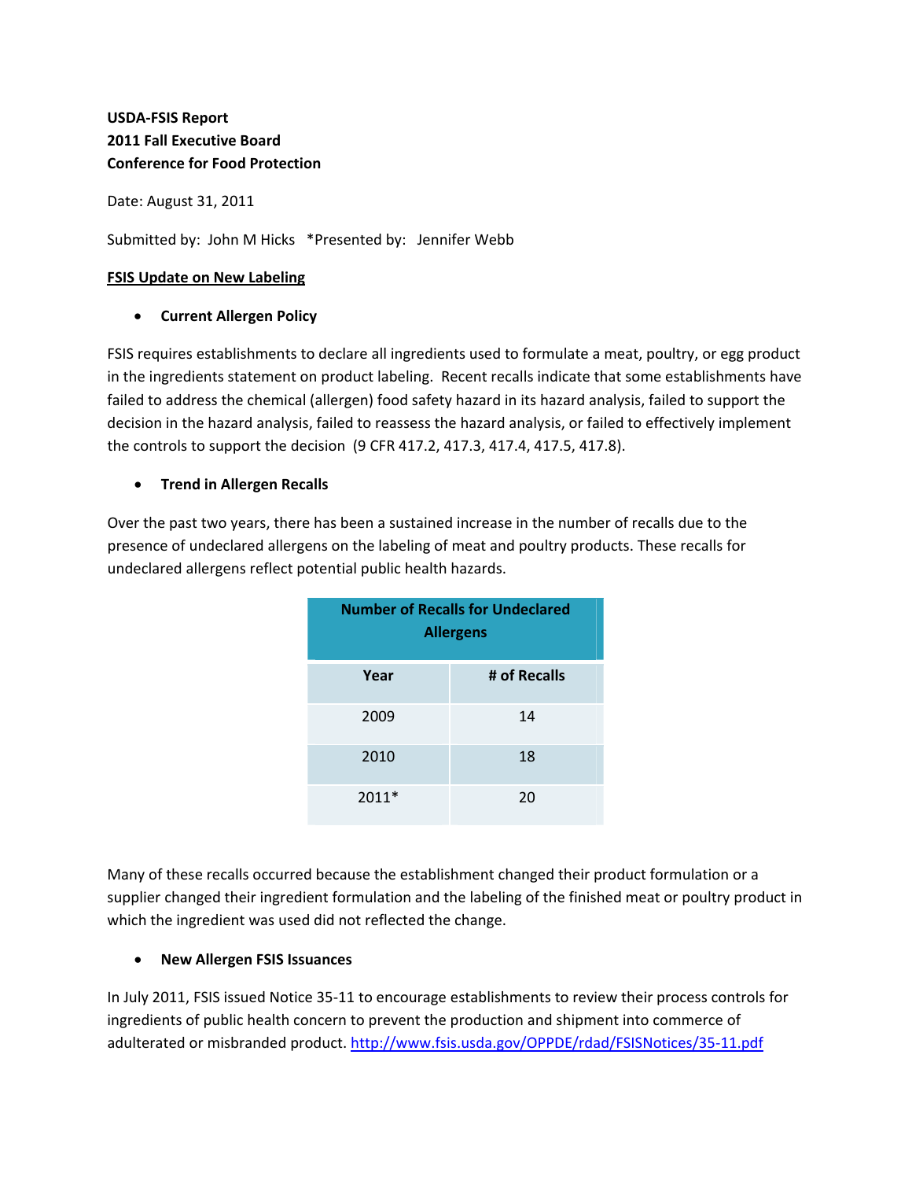**USDA-FSIS Report**
**2011 Fall Executive Board**
**Conference for Food Protection**

Date: August 31, 2011

Submitted by: John M Hicks *Presented by: Jennifer Webb

**FSIS Update on New Labeling**

- **Current Allergen Policy**

FSIS requires establishments to declare all ingredients used to formulate a meat, poultry, or egg product in the ingredients statement on product labeling. Recent recalls indicate that some establishments have failed to address the chemical (allergen) food safety hazard in its hazard analysis, failed to support the decision in the hazard analysis, failed to reassess the hazard analysis, or failed to effectively implement the controls to support the decision (9 CFR 417.2, 417.3, 417.4, 417.5, 417.8).

- **Trend in Allergen Recalls**

Over the past two years, there has been a sustained increase in the number of recalls due to the presence of undeclared allergens on the labeling of meat and poultry products. These recalls for undeclared allergens reflect potential public health hazards.

| Number of Recalls for Undeclared Allergens | |
|---|---|
| **Year** | **# of Recalls** |
| 2009 | 14 |
| 2010 | 18 |
| 2011* | 20 |

Many of these recalls occurred because the establishment changed their product formulation or a supplier changed their ingredient formulation and the labeling of the finished meat or poultry product in which the ingredient was used did not reflected the change.

- **New Allergen FSIS Issuances**

In July 2011, FSIS issued Notice 35-11 to encourage establishments to review their process controls for ingredients of public health concern to prevent the production and shipment into commerce of adulterated or misbranded product. http://www.fsis.usda.gov/OPPDE/rdad/FSISNotices/35-11.pdf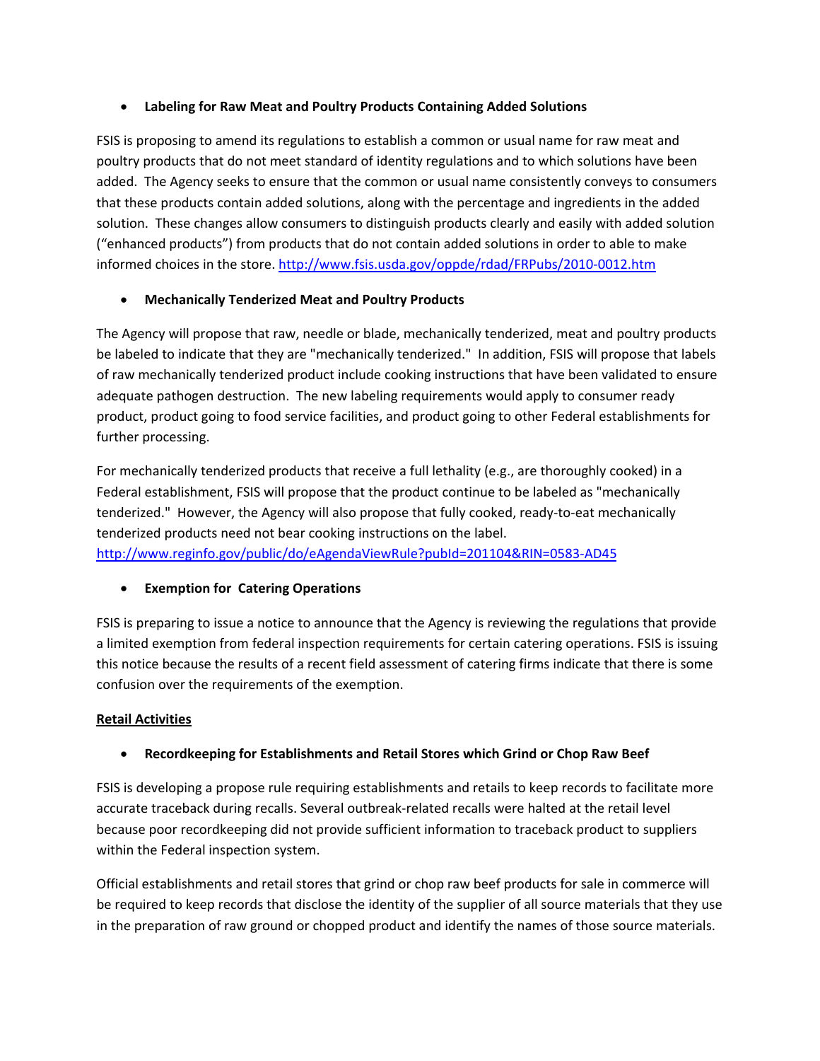- **Labeling for Raw Meat and Poultry Products Containing Added Solutions**

FSIS is proposing to amend its regulations to establish a common or usual name for raw meat and poultry products that do not meet standard of identity regulations and to which solutions have been added. The Agency seeks to ensure that the common or usual name consistently conveys to consumers that these products contain added solutions, along with the percentage and ingredients in the added solution. These changes allow consumers to distinguish products clearly and easily with added solution ("enhanced products") from products that do not contain added solutions in order to able to make informed choices in the store. http://www.fsis.usda.gov/oppde/rdad/FRPubs/2010-0012.htm

- **Mechanically Tenderized Meat and Poultry Products**

The Agency will propose that raw, needle or blade, mechanically tenderized, meat and poultry products be labeled to indicate that they are "mechanically tenderized." In addition, FSIS will propose that labels of raw mechanically tenderized product include cooking instructions that have been validated to ensure adequate pathogen destruction. The new labeling requirements would apply to consumer ready product, product going to food service facilities, and product going to other Federal establishments for further processing.

For mechanically tenderized products that receive a full lethality (e.g., are thoroughly cooked) in a Federal establishment, FSIS will propose that the product continue to be labeled as "mechanically tenderized." However, the Agency will also propose that fully cooked, ready-to-eat mechanically tenderized products need not bear cooking instructions on the label. http://www.reginfo.gov/public/do/eAgendaViewRule?pubId=201104&RIN=0583-AD45

- **Exemption for Catering Operations**

FSIS is preparing to issue a notice to announce that the Agency is reviewing the regulations that provide a limited exemption from federal inspection requirements for certain catering operations. FSIS is issuing this notice because the results of a recent field assessment of catering firms indicate that there is some confusion over the requirements of the exemption.

**Retail Activities**

- **Recordkeeping for Establishments and Retail Stores which Grind or Chop Raw Beef**

FSIS is developing a propose rule requiring establishments and retails to keep records to facilitate more accurate traceback during recalls. Several outbreak-related recalls were halted at the retail level because poor recordkeeping did not provide sufficient information to traceback product to suppliers within the Federal inspection system.

Official establishments and retail stores that grind or chop raw beef products for sale in commerce will be required to keep records that disclose the identity of the supplier of all source materials that they use in the preparation of raw ground or chopped product and identify the names of those source materials.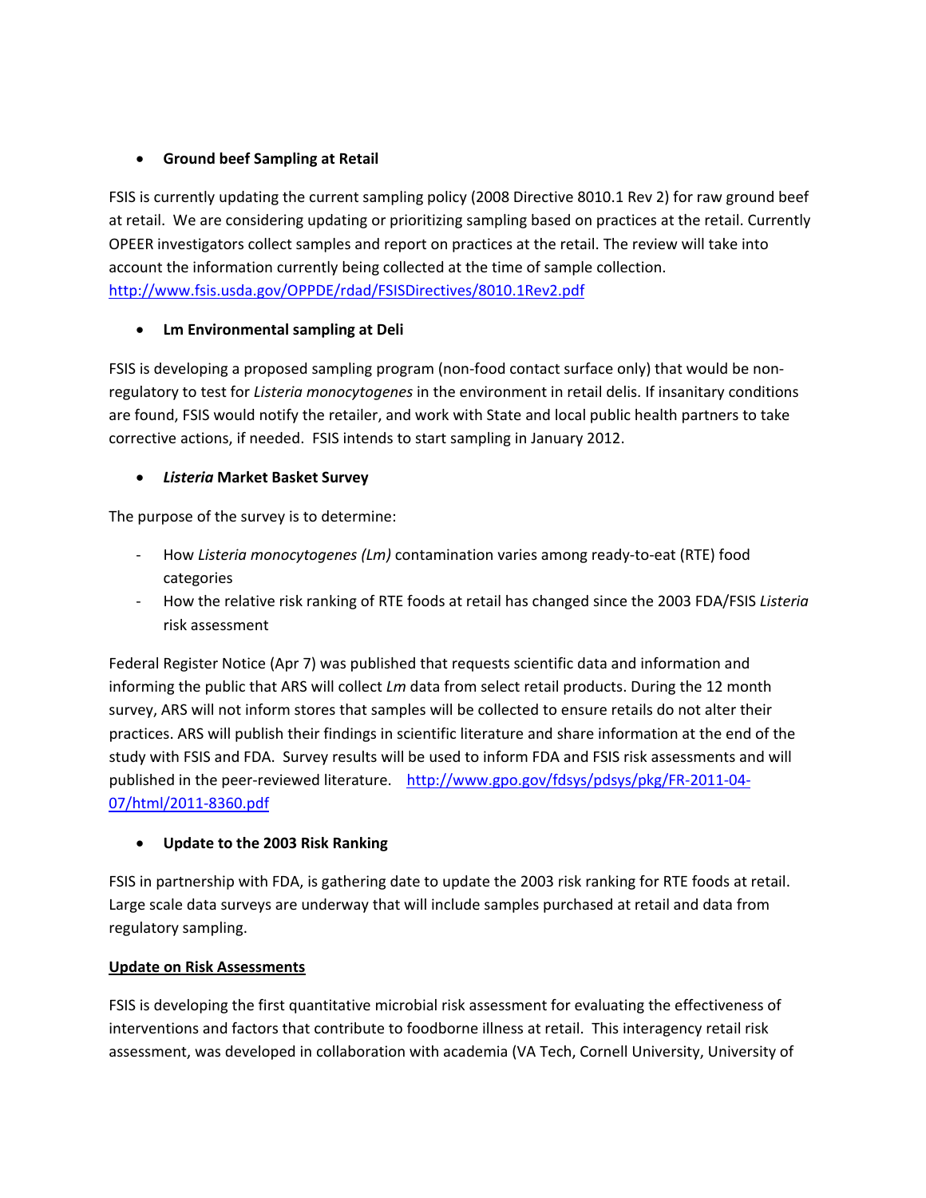- **Ground beef Sampling at Retail**

FSIS is currently updating the current sampling policy (2008 Directive 8010.1 Rev 2) for raw ground beef at retail. We are considering updating or prioritizing sampling based on practices at the retail. Currently OPEER investigators collect samples and report on practices at the retail. The review will take into account the information currently being collected at the time of sample collection. http://www.fsis.usda.gov/OPPDE/rdad/FSISDirectives/8010.1Rev2.pdf

- **Lm Environmental sampling at Deli**

FSIS is developing a proposed sampling program (non-food contact surface only) that would be non-regulatory to test for *Listeria monocytogenes* in the environment in retail delis. If insanitary conditions are found, FSIS would notify the retailer, and work with State and local public health partners to take corrective actions, if needed. FSIS intends to start sampling in January 2012.

- ***Listeria* Market Basket Survey**

The purpose of the survey is to determine:

- How *Listeria monocytogenes (Lm)* contamination varies among ready-to-eat (RTE) food categories
- How the relative risk ranking of RTE foods at retail has changed since the 2003 FDA/FSIS *Listeria* risk assessment

Federal Register Notice (Apr 7) was published that requests scientific data and information and informing the public that ARS will collect *Lm* data from select retail products. During the 12 month survey, ARS will not inform stores that samples will be collected to ensure retails do not alter their practices. ARS will publish their findings in scientific literature and share information at the end of the study with FSIS and FDA. Survey results will be used to inform FDA and FSIS risk assessments and will published in the peer-reviewed literature. http://www.gpo.gov/fdsys/pdsys/pkg/FR-2011-04-07/html/2011-8360.pdf

- **Update to the 2003 Risk Ranking**

FSIS in partnership with FDA, is gathering date to update the 2003 risk ranking for RTE foods at retail. Large scale data surveys are underway that will include samples purchased at retail and data from regulatory sampling.

**Update on Risk Assessments**

FSIS is developing the first quantitative microbial risk assessment for evaluating the effectiveness of interventions and factors that contribute to foodborne illness at retail. This interagency retail risk assessment, was developed in collaboration with academia (VA Tech, Cornell University, University of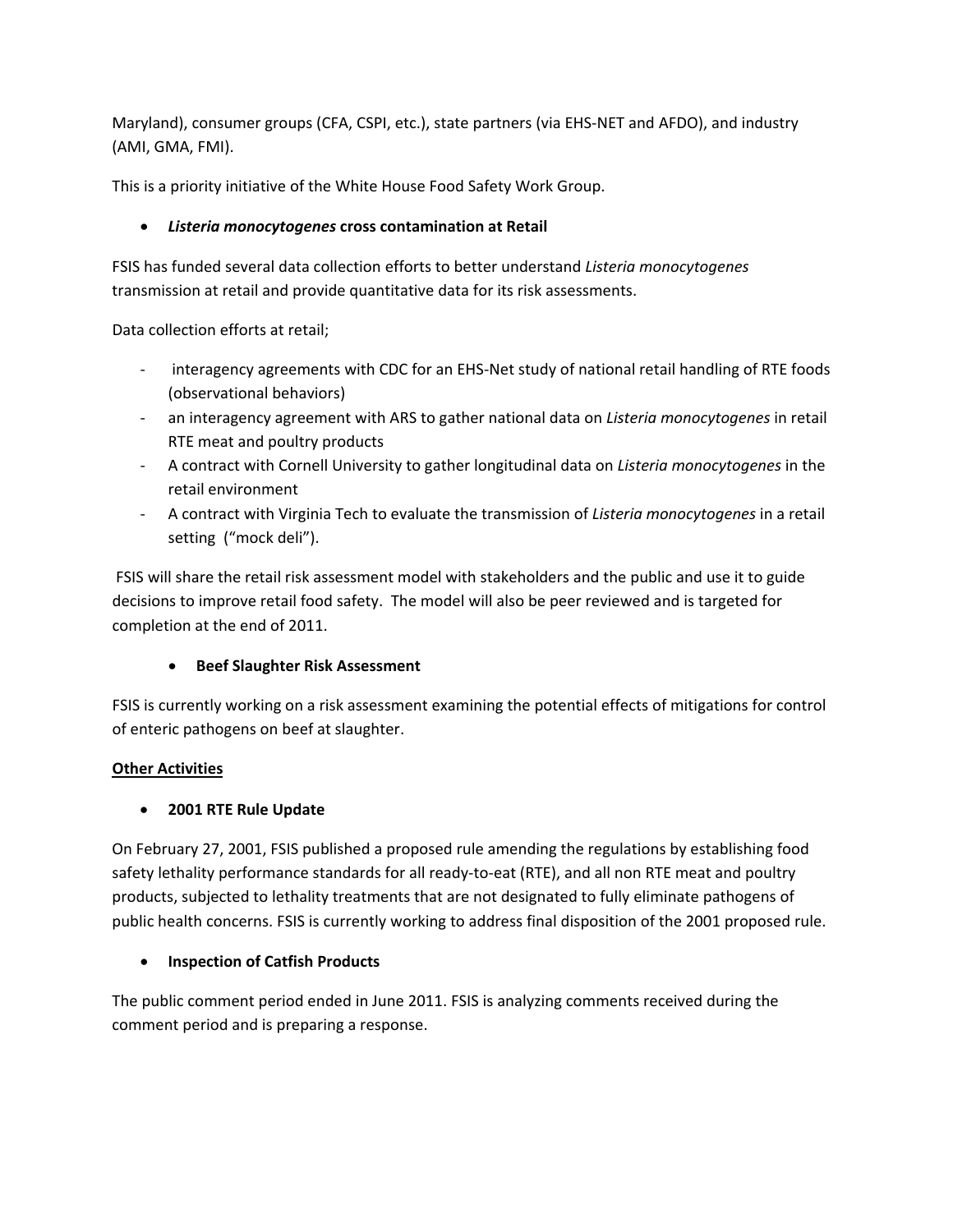Maryland), consumer groups (CFA, CSPI, etc.), state partners (via EHS-NET and AFDO), and industry (AMI, GMA, FMI).

This is a priority initiative of the White House Food Safety Work Group.

- ***Listeria monocytogenes* cross contamination at Retail**

FSIS has funded several data collection efforts to better understand *Listeria monocytogenes* transmission at retail and provide quantitative data for its risk assessments.

Data collection efforts at retail;

- interagency agreements with CDC for an EHS-Net study of national retail handling of RTE foods (observational behaviors)
- an interagency agreement with ARS to gather national data on *Listeria monocytogenes* in retail RTE meat and poultry products
- A contract with Cornell University to gather longitudinal data on *Listeria monocytogenes* in the retail environment
- A contract with Virginia Tech to evaluate the transmission of *Listeria monocytogenes* in a retail setting ("mock deli").

FSIS will share the retail risk assessment model with stakeholders and the public and use it to guide decisions to improve retail food safety. The model will also be peer reviewed and is targeted for completion at the end of 2011.

- **Beef Slaughter Risk Assessment**

FSIS is currently working on a risk assessment examining the potential effects of mitigations for control of enteric pathogens on beef at slaughter.

**Other Activities**

- **2001 RTE Rule Update**

On February 27, 2001, FSIS published a proposed rule amending the regulations by establishing food safety lethality performance standards for all ready-to-eat (RTE), and all non RTE meat and poultry products, subjected to lethality treatments that are not designated to fully eliminate pathogens of public health concerns. FSIS is currently working to address final disposition of the 2001 proposed rule.

- **Inspection of Catfish Products**

The public comment period ended in June 2011. FSIS is analyzing comments received during the comment period and is preparing a response.